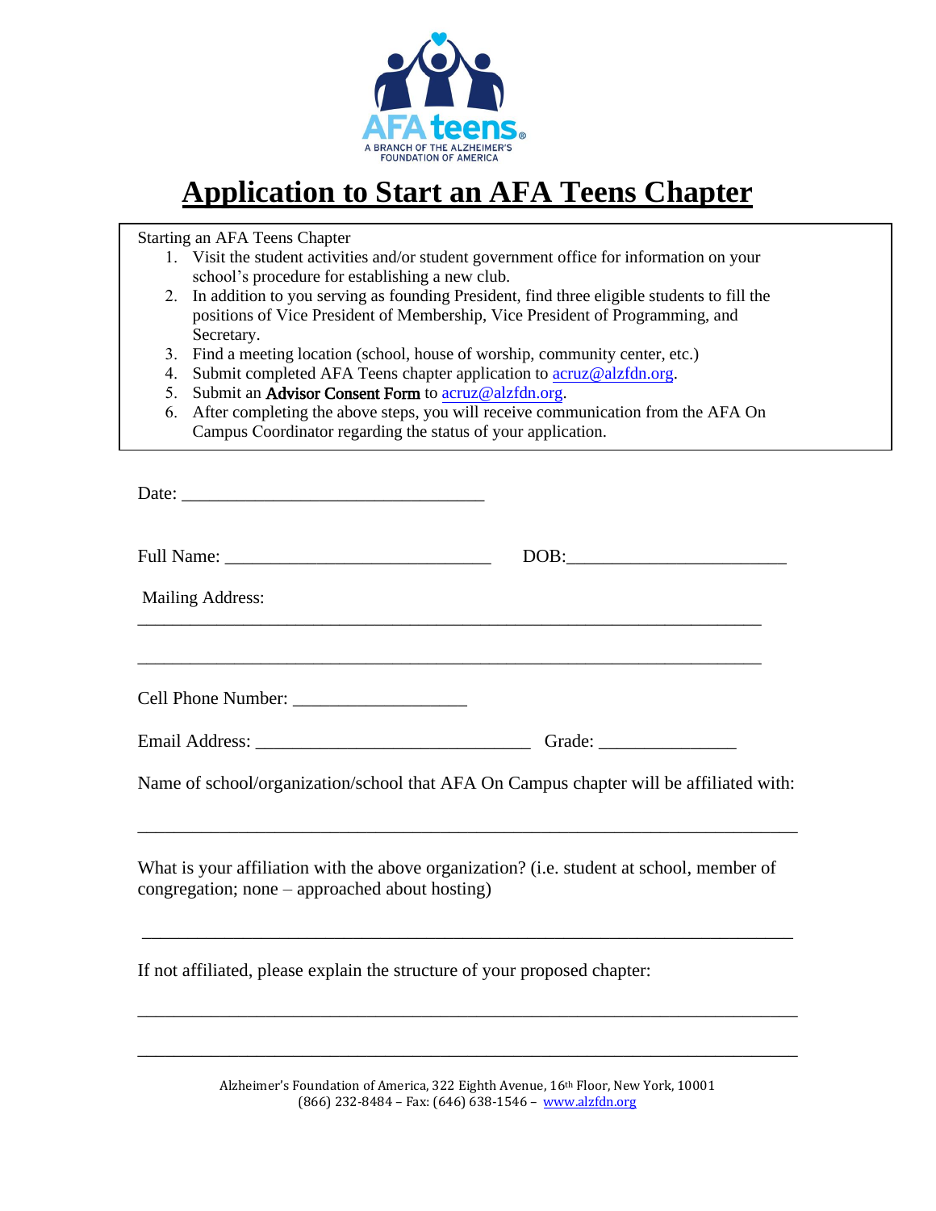AFA teens
A BRANCH OF THE ALZHEIMER'S FOUNDATION OF AMERICA

# Application to Start an AFA Teens Chapter

Starting an AFA Teens Chapter

1. Visit the student activities and/or student government office for information on your school's procedure for establishing a new club.
2. In addition to you serving as founding President, find three eligible students to fill the positions of Vice President of Membership, Vice President of Programming, and Secretary.
3. Find a meeting location (school, house of worship, community center, etc.)
4. Submit completed AFA Teens chapter application to acruz@alzfdn.org.
5. Submit an Advisor Consent Form to acruz@alzfdn.org.
6. After completing the above steps, you will receive communication from the AFA On Campus Coordinator regarding the status of your application.

Date: ________________________________

Full Name: ____________________________ DOB:_______________________

Mailing Address:

__________________________________________________________________

__________________________________________________________________

Cell Phone Number: __________________

Email Address: _____________________________ Grade: ______________

Name of school/organization/school that AFA On Campus chapter will be affiliated with:

__________________________________________________________________

What is your affiliation with the above organization? (i.e. student at school, member of congregation; none – approached about hosting)

__________________________________________________________________

If not affiliated, please explain the structure of your proposed chapter:

__________________________________________________________________

__________________________________________________________________

Alzheimer's Foundation of America, 322 Eighth Avenue, 16th Floor, New York, 10001
(866) 232-8484 – Fax: (646) 638-1546 – www.alzfdn.org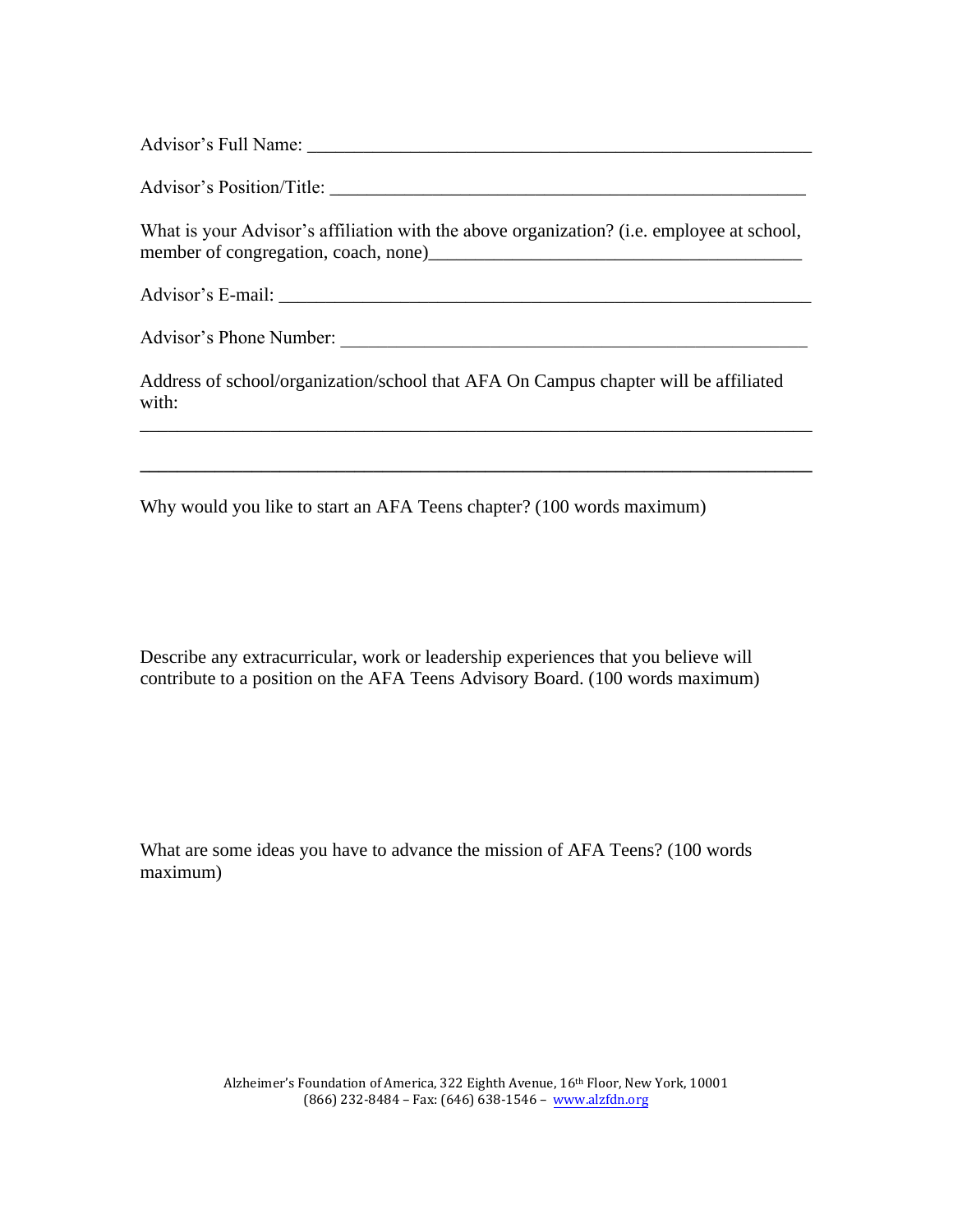Advisor's Full Name: ________________________________________________________

Advisor's Position/Title: ___________________________________________________

What is your Advisor's affiliation with the above organization? (i.e. employee at school, member of congregation, coach, none)________________________________________

Advisor's E-mail: __________________________________________________________

Advisor's Phone Number: ____________________________________________________

Address of school/organization/school that AFA On Campus chapter will be affiliated with:

___________________________________________________________________________

___________________________________________________________________________

Why would you like to start an AFA Teens chapter? (100 words maximum)

Describe any extracurricular, work or leadership experiences that you believe will contribute to a position on the AFA Teens Advisory Board. (100 words maximum)

What are some ideas you have to advance the mission of AFA Teens? (100 words maximum)

Alzheimer's Foundation of America, 322 Eighth Avenue, 16th Floor, New York, 10001
(866) 232-8484 – Fax: (646) 638-1546 – www.alzfdn.org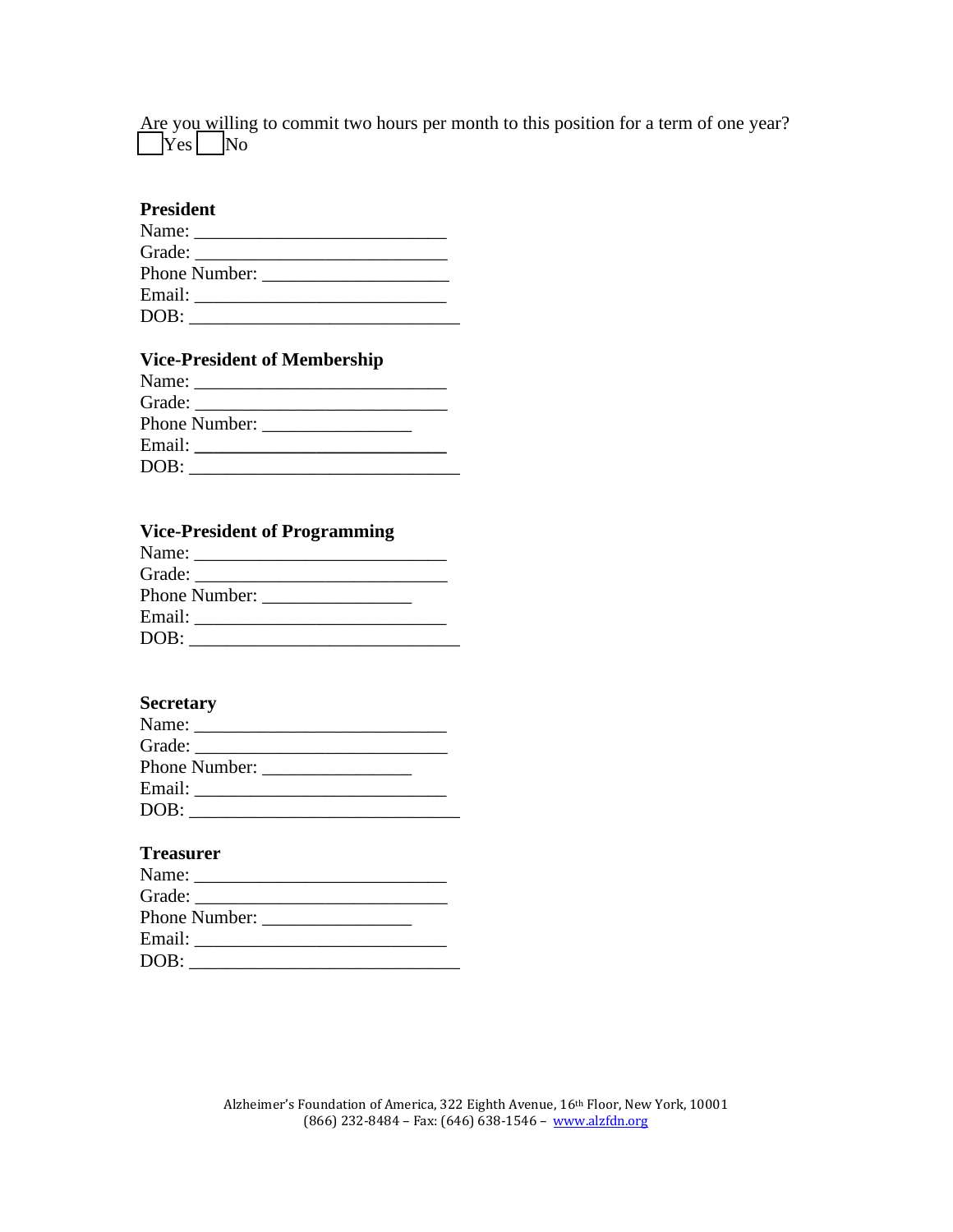Are you willing to commit two hours per month to this position for a term of one year?
☐ Yes ☐ No

**President**

Name: ___________________________
Grade: ___________________________
Phone Number: ____________________
Email: ___________________________
DOB: _____________________________

**Vice-President of Membership**

Name: ___________________________
Grade: ___________________________
Phone Number: ________________
Email: ___________________________
DOB: _____________________________

**Vice-President of Programming**

Name: ___________________________
Grade: ___________________________
Phone Number: ________________
Email: ___________________________
DOB: _____________________________

**Secretary**

Name: ___________________________
Grade: ___________________________
Phone Number: ________________
Email: ___________________________
DOB: _____________________________

**Treasurer**

Name: ___________________________
Grade: ___________________________
Phone Number: ________________
Email: ___________________________
DOB: _____________________________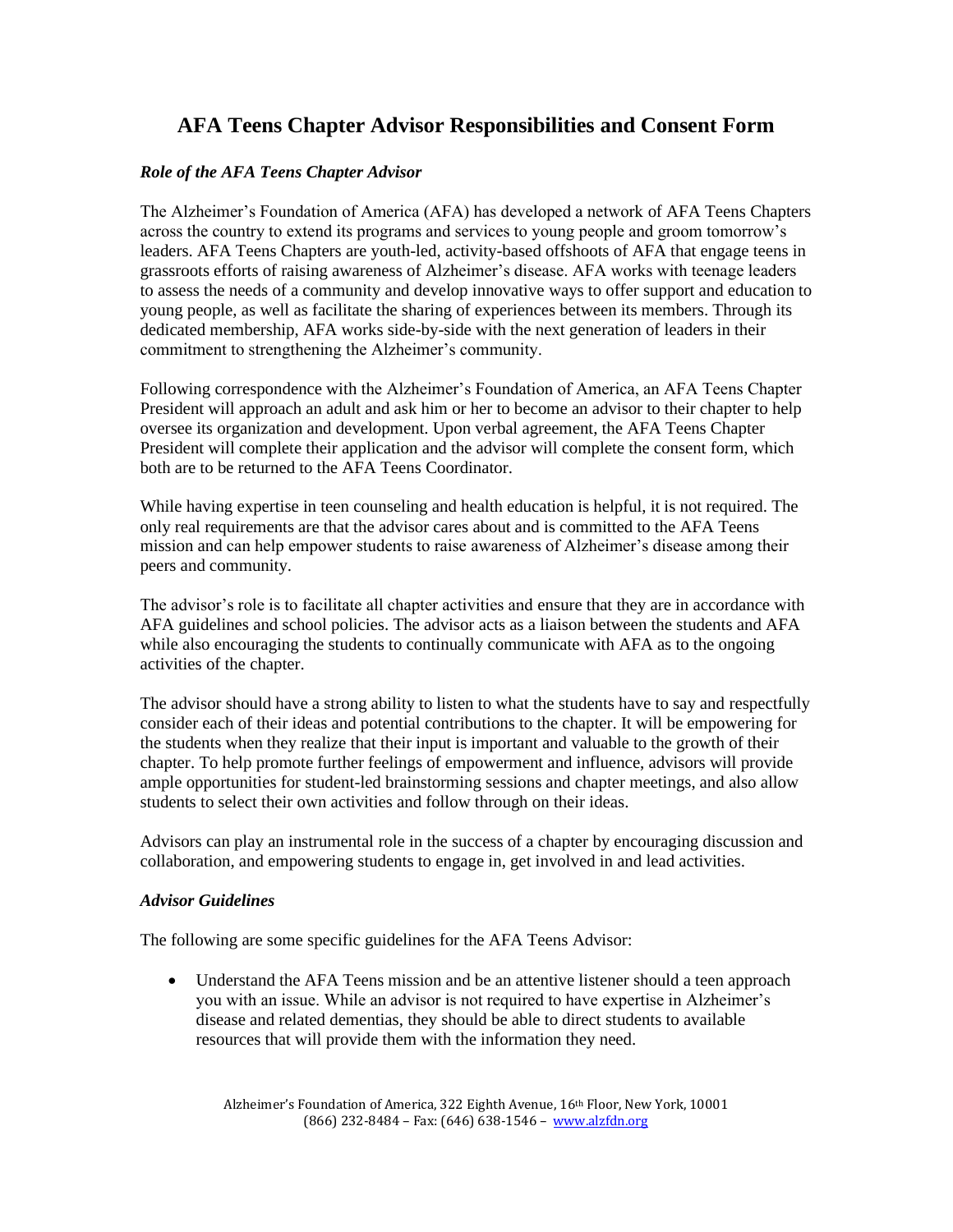# AFA Teens Chapter Advisor Responsibilities and Consent Form

### *Role of the AFA Teens Chapter Advisor*

The Alzheimer's Foundation of America (AFA) has developed a network of AFA Teens Chapters across the country to extend its programs and services to young people and groom tomorrow's leaders. AFA Teens Chapters are youth-led, activity-based offshoots of AFA that engage teens in grassroots efforts of raising awareness of Alzheimer's disease. AFA works with teenage leaders to assess the needs of a community and develop innovative ways to offer support and education to young people, as well as facilitate the sharing of experiences between its members. Through its dedicated membership, AFA works side-by-side with the next generation of leaders in their commitment to strengthening the Alzheimer's community.

Following correspondence with the Alzheimer's Foundation of America, an AFA Teens Chapter President will approach an adult and ask him or her to become an advisor to their chapter to help oversee its organization and development. Upon verbal agreement, the AFA Teens Chapter President will complete their application and the advisor will complete the consent form, which both are to be returned to the AFA Teens Coordinator.

While having expertise in teen counseling and health education is helpful, it is not required. The only real requirements are that the advisor cares about and is committed to the AFA Teens mission and can help empower students to raise awareness of Alzheimer's disease among their peers and community.

The advisor's role is to facilitate all chapter activities and ensure that they are in accordance with AFA guidelines and school policies. The advisor acts as a liaison between the students and AFA while also encouraging the students to continually communicate with AFA as to the ongoing activities of the chapter.

The advisor should have a strong ability to listen to what the students have to say and respectfully consider each of their ideas and potential contributions to the chapter. It will be empowering for the students when they realize that their input is important and valuable to the growth of their chapter. To help promote further feelings of empowerment and influence, advisors will provide ample opportunities for student-led brainstorming sessions and chapter meetings, and also allow students to select their own activities and follow through on their ideas.

Advisors can play an instrumental role in the success of a chapter by encouraging discussion and collaboration, and empowering students to engage in, get involved in and lead activities.

### *Advisor Guidelines*

The following are some specific guidelines for the AFA Teens Advisor:

- Understand the AFA Teens mission and be an attentive listener should a teen approach you with an issue. While an advisor is not required to have expertise in Alzheimer's disease and related dementias, they should be able to direct students to available resources that will provide them with the information they need.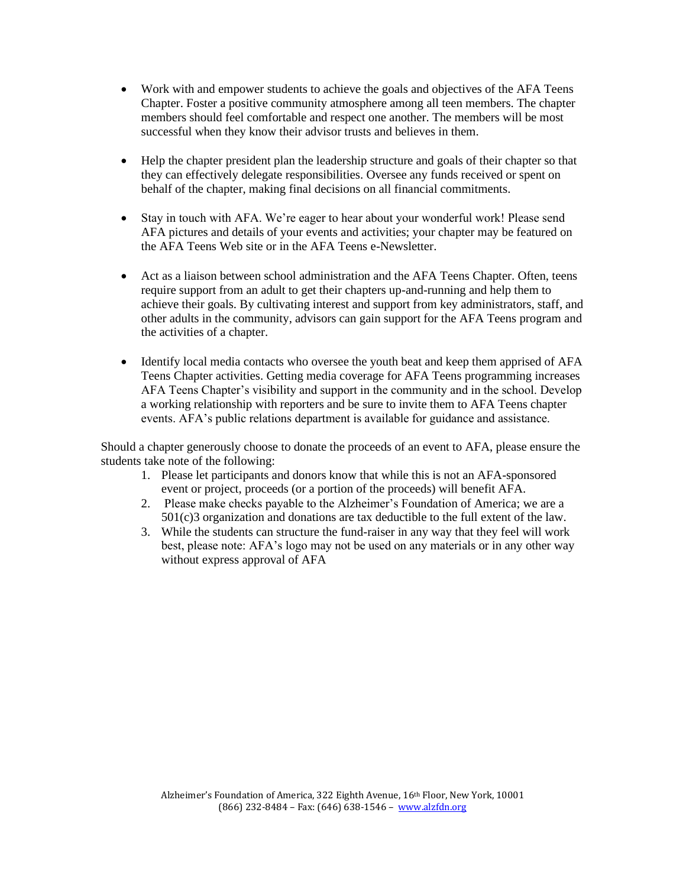- Work with and empower students to achieve the goals and objectives of the AFA Teens Chapter. Foster a positive community atmosphere among all teen members. The chapter members should feel comfortable and respect one another. The members will be most successful when they know their advisor trusts and believes in them.

- Help the chapter president plan the leadership structure and goals of their chapter so that they can effectively delegate responsibilities. Oversee any funds received or spent on behalf of the chapter, making final decisions on all financial commitments.

- Stay in touch with AFA. We're eager to hear about your wonderful work! Please send AFA pictures and details of your events and activities; your chapter may be featured on the AFA Teens Web site or in the AFA Teens e-Newsletter.

- Act as a liaison between school administration and the AFA Teens Chapter. Often, teens require support from an adult to get their chapters up-and-running and help them to achieve their goals. By cultivating interest and support from key administrators, staff, and other adults in the community, advisors can gain support for the AFA Teens program and the activities of a chapter.

- Identify local media contacts who oversee the youth beat and keep them apprised of AFA Teens Chapter activities. Getting media coverage for AFA Teens programming increases AFA Teens Chapter's visibility and support in the community and in the school. Develop a working relationship with reporters and be sure to invite them to AFA Teens chapter events. AFA's public relations department is available for guidance and assistance.

Should a chapter generously choose to donate the proceeds of an event to AFA, please ensure the students take note of the following:

1. Please let participants and donors know that while this is not an AFA-sponsored event or project, proceeds (or a portion of the proceeds) will benefit AFA.
2. Please make checks payable to the Alzheimer's Foundation of America; we are a 501(c)3 organization and donations are tax deductible to the full extent of the law.
3. While the students can structure the fund-raiser in any way that they feel will work best, please note: AFA's logo may not be used on any materials or in any other way without express approval of AFA

Alzheimer's Foundation of America, 322 Eighth Avenue, 16th Floor, New York, 10001
(866) 232-8484 – Fax: (646) 638-1546 – www.alzfdn.org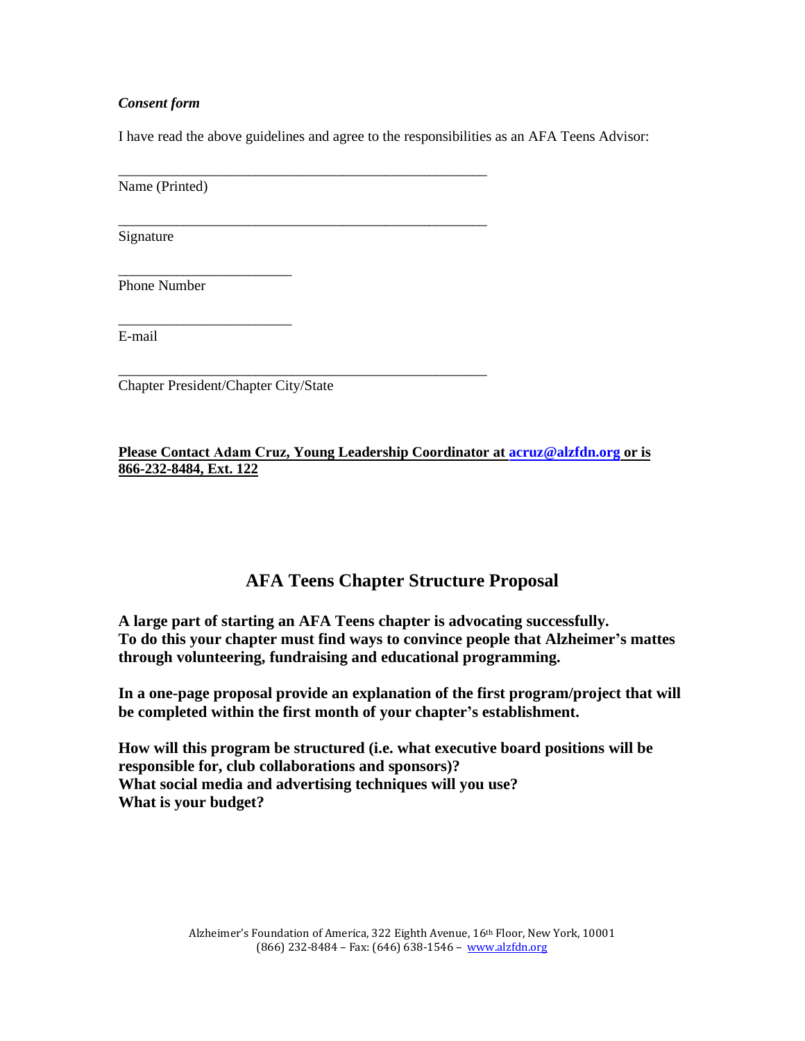***Consent form***

I have read the above guidelines and agree to the responsibilities as an AFA Teens Advisor:

_____________________________________________________

Name (Printed)

_____________________________________________________

Signature

_________________________

Phone Number

_________________________

E-mail

_____________________________________________________

Chapter President/Chapter City/State

**Please Contact Adam Cruz, Young Leadership Coordinator at [acruz@alzfdn.org](mailto:acruz@alzfdn.org) or is 866-232-8484, Ext. 122**

## AFA Teens Chapter Structure Proposal

**A large part of starting an AFA Teens chapter is advocating successfully. To do this your chapter must find ways to convince people that Alzheimer's mattes through volunteering, fundraising and educational programming.**

**In a one-page proposal provide an explanation of the first program/project that will be completed within the first month of your chapter's establishment.**

**How will this program be structured (i.e. what executive board positions will be responsible for, club collaborations and sponsors)?**
**What social media and advertising techniques will you use?**
**What is your budget?**

Alzheimer's Foundation of America, 322 Eighth Avenue, 16th Floor, New York, 10001
(866) 232-8484 – Fax: (646) 638-1546 – [www.alzfdn.org](http://www.alzfdn.org)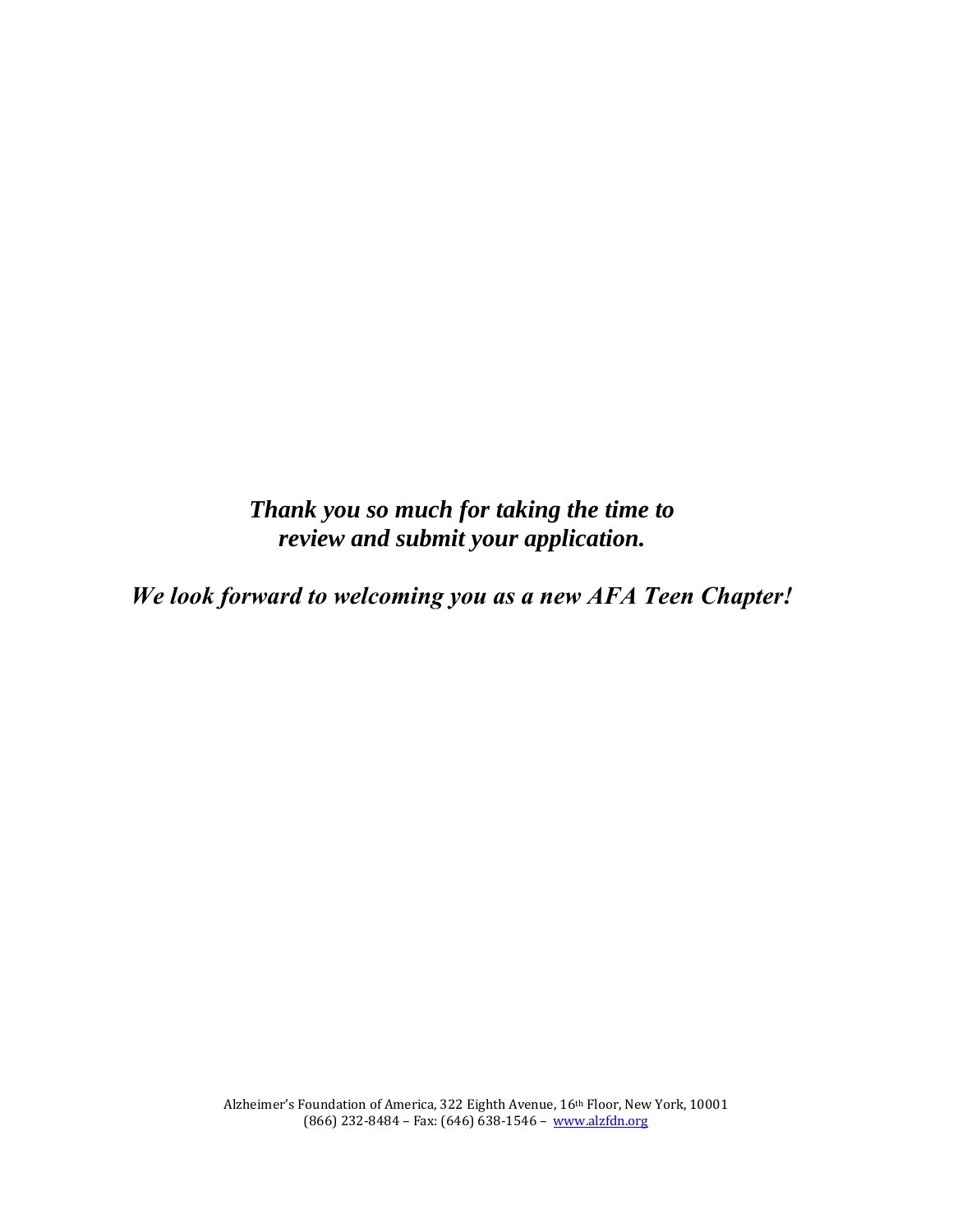***Thank you so much for taking the time to review and submit your application.***

***We look forward to welcoming you as a new AFA Teen Chapter!***

Alzheimer's Foundation of America, 322 Eighth Avenue, 16th Floor, New York, 10001
(866) 232-8484 – Fax: (646) 638-1546 – www.alzfdn.org